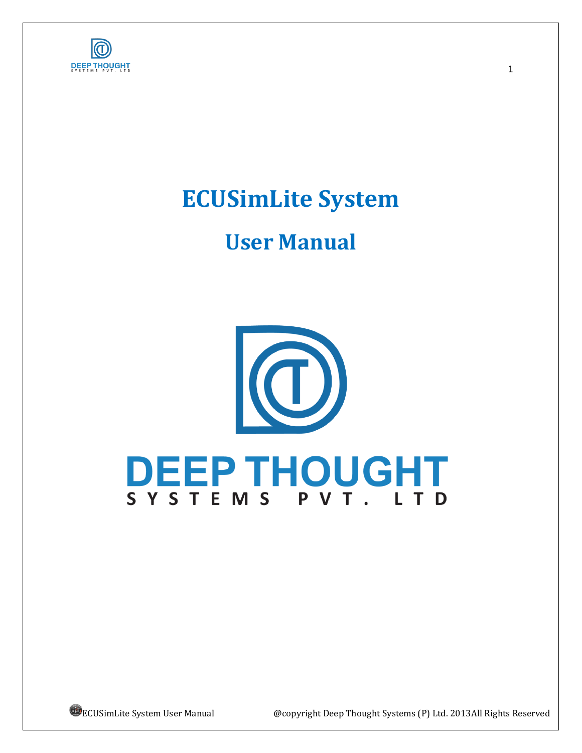# ECUSimLite System

## User Manual

DEEP THOUGHT

SYSTEMS PVT. LTD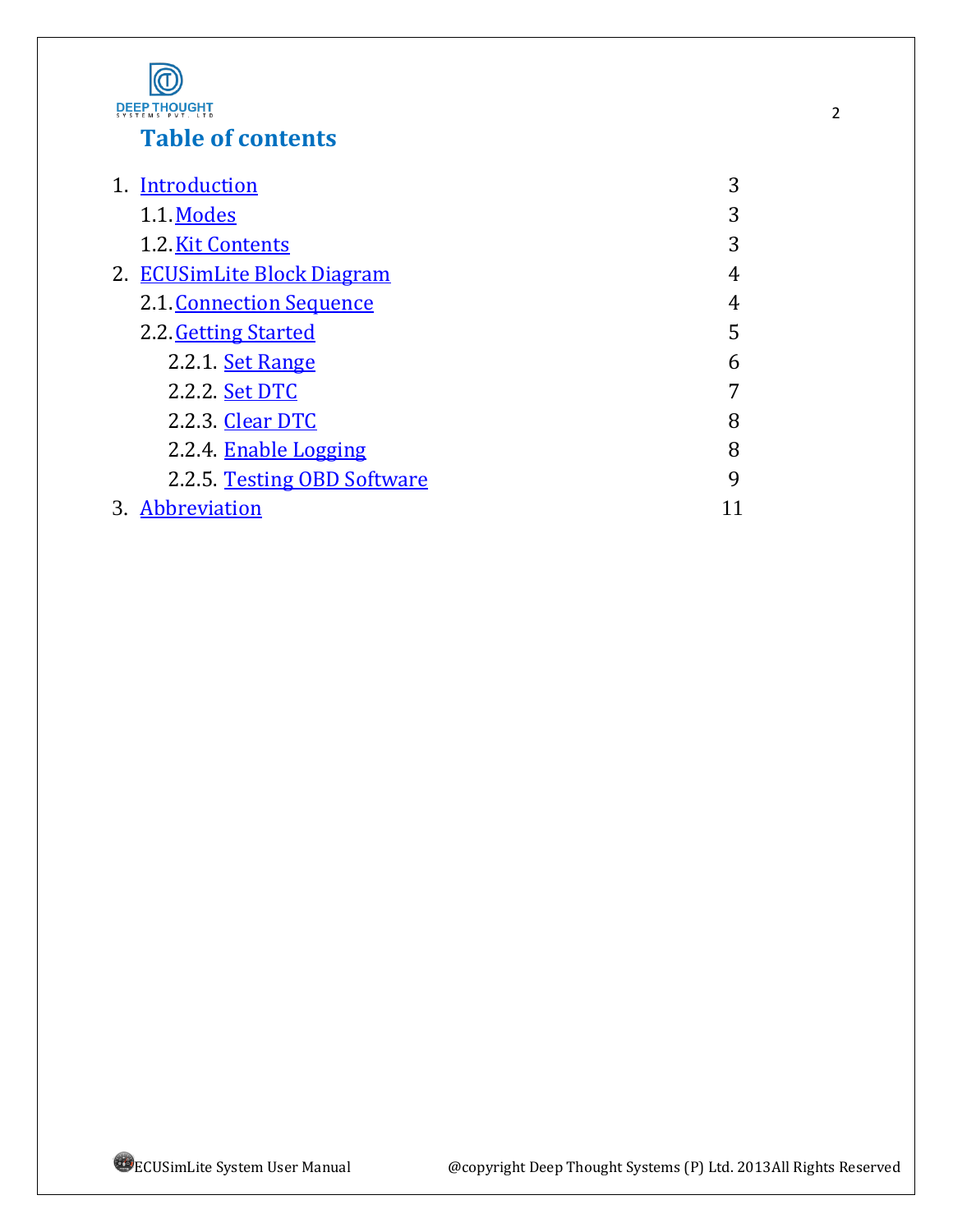# Table of contents

1. Introduction 3
   - 1.1. Modes 3
   - 1.2. Kit Contents 3
2. ECUSimLite Block Diagram 4
   - 2.1. Connection Sequence 4
   - 2.2. Getting Started 5
     - 2.2.1. Set Range 6
     - 2.2.2. Set DTC 7
     - 2.2.3. Clear DTC 8
     - 2.2.4. Enable Logging 8
     - 2.2.5. Testing OBD Software 9
3. Abbreviation 11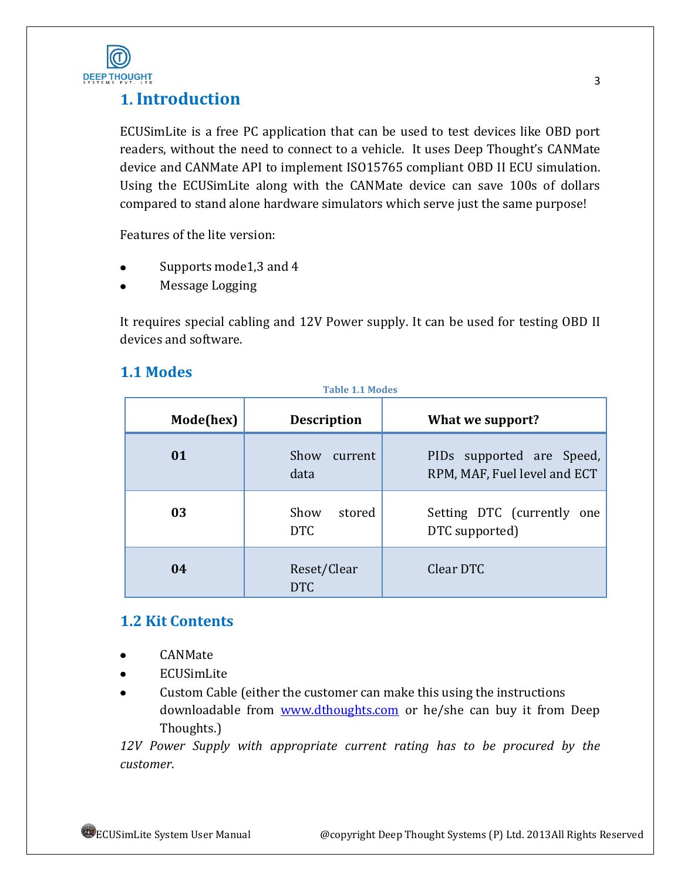# 1. Introduction

ECUSimLite is a free PC application that can be used to test devices like OBD port readers, without the need to connect to a vehicle. It uses Deep Thought's CANMate device and CANMate API to implement ISO15765 compliant OBD II ECU simulation. Using the ECUSimLite along with the CANMate device can save 100s of dollars compared to stand alone hardware simulators which serve just the same purpose!

Features of the lite version:

- Supports mode1,3 and 4
- Message Logging

It requires special cabling and 12V Power supply. It can be used for testing OBD II devices and software.

## 1.1 Modes

**Table 1.1 Modes**

| Mode(hex) | Description | What we support? |
|---|---|---|
| **01** | Show current data | PIDs supported are Speed, RPM, MAF, Fuel level and ECT |
| **03** | Show stored DTC | Setting DTC (currently one DTC supported) |
| **04** | Reset/Clear DTC | Clear DTC |

## 1.2 Kit Contents

- CANMate
- ECUSimLite
- Custom Cable (either the customer can make this using the instructions downloadable from www.dthoughts.com or he/she can buy it from Deep Thoughts.)

*12V Power Supply with appropriate current rating has to be procured by the customer.*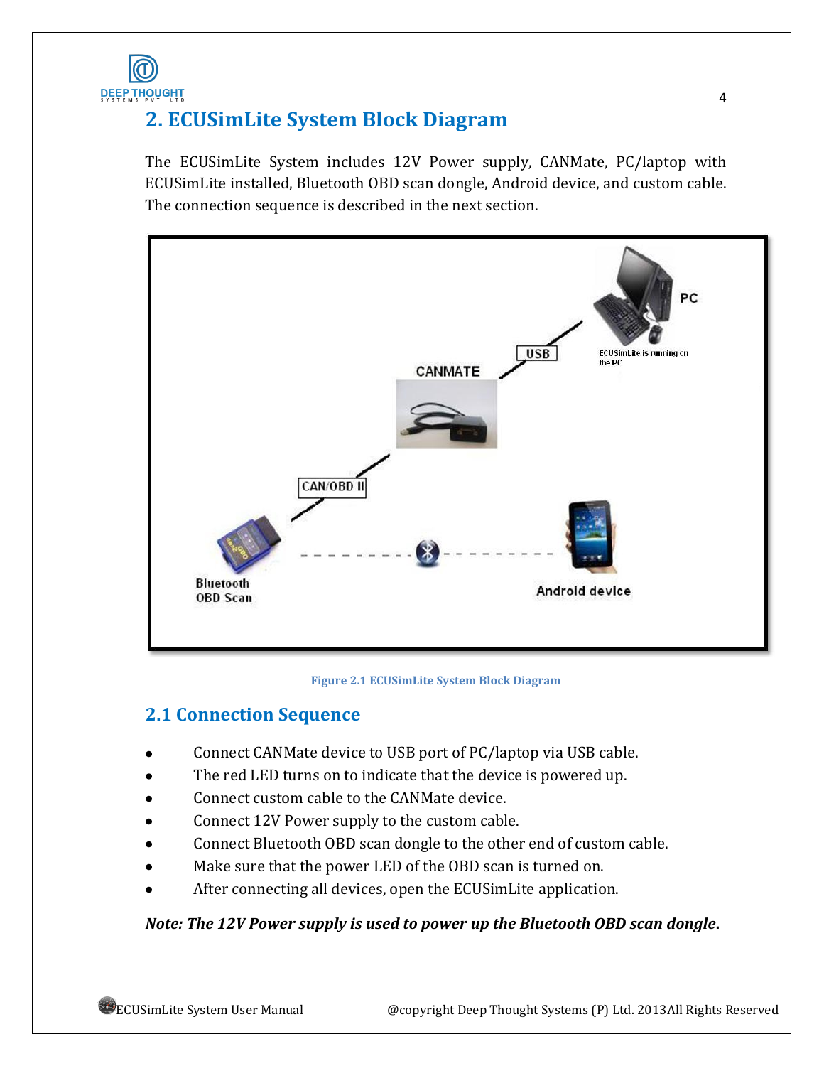## 2. ECUSimLite System Block Diagram

The ECUSimLite System includes 12V Power supply, CANMate, PC/laptop with ECUSimLite installed, Bluetooth OBD scan dongle, Android device, and custom cable. The connection sequence is described in the next section.

Figure 2.1 ECUSimLite System Block Diagram

### 2.1 Connection Sequence

- Connect CANMate device to USB port of PC/laptop via USB cable.
- The red LED turns on to indicate that the device is powered up.
- Connect custom cable to the CANMate device.
- Connect 12V Power supply to the custom cable.
- Connect Bluetooth OBD scan dongle to the other end of custom cable.
- Make sure that the power LED of the OBD scan is turned on.
- After connecting all devices, open the ECUSimLite application.

***Note: The 12V Power supply is used to power up the Bluetooth OBD scan dongle.***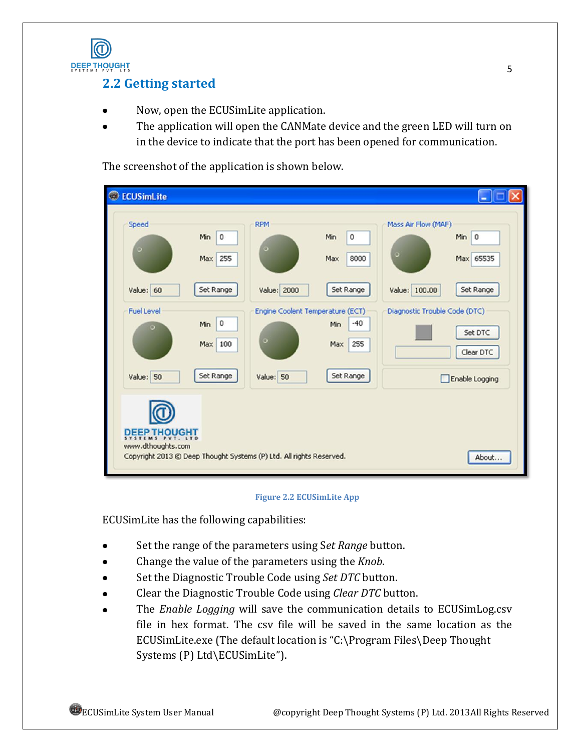## 2.2 Getting started

- Now, open the ECUSimLite application.
- The application will open the CANMate device and the green LED will turn on in the device to indicate that the port has been opened for communication.

The screenshot of the application is shown below.

Figure 2.2 ECUSimLite App

ECUSimLite has the following capabilities:

- Set the range of the parameters using *Set Range* button.
- Change the value of the parameters using the *Knob*.
- Set the Diagnostic Trouble Code using *Set DTC* button.
- Clear the Diagnostic Trouble Code using *Clear DTC* button.
- The *Enable Logging* will save the communication details to ECUSimLog.csv file in hex format. The csv file will be saved in the same location as the ECUSimLite.exe (The default location is "C:\Program Files\Deep Thought Systems (P) Ltd\ECUSimLite").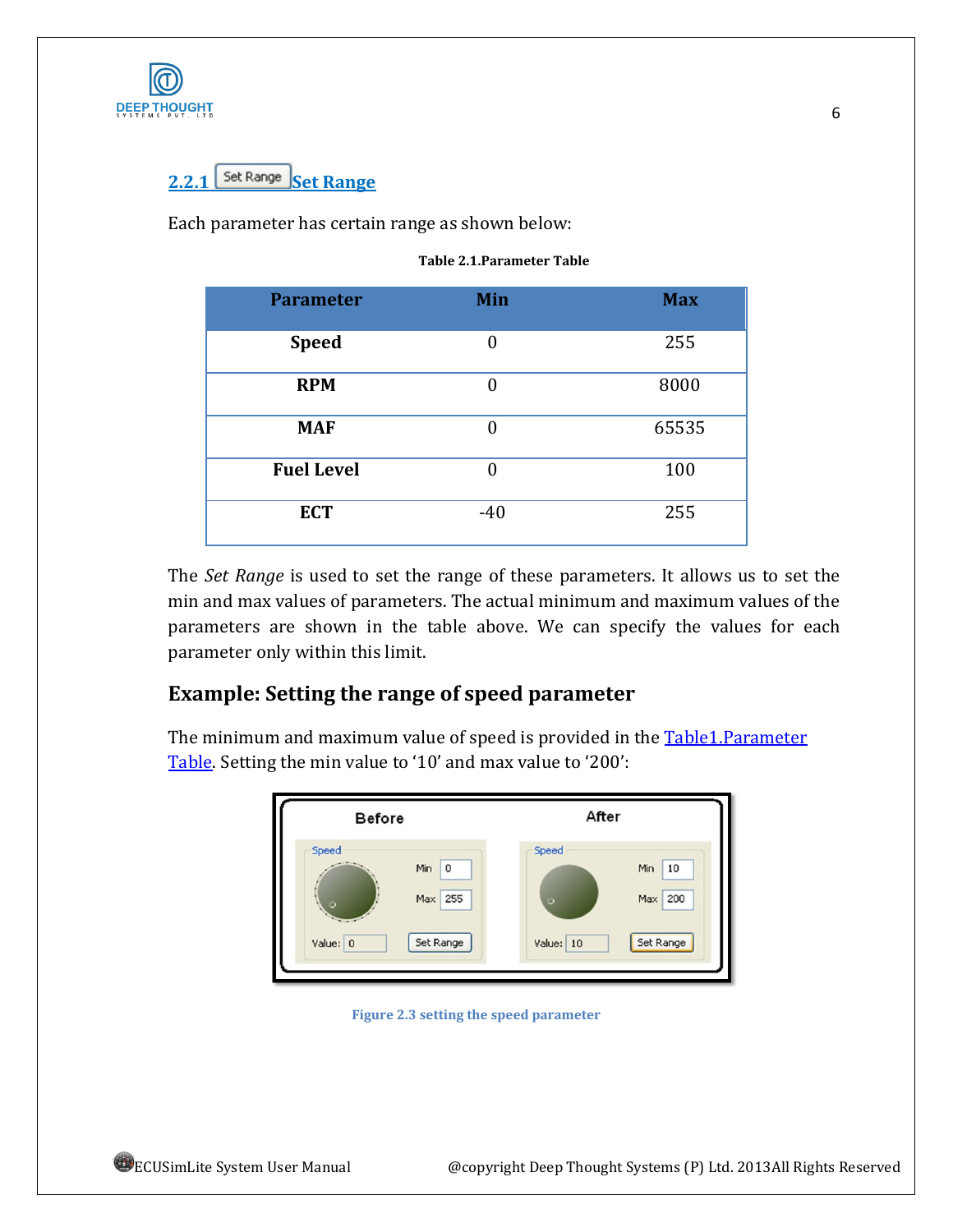### 2.2.1 Set Range

Each parameter has certain range as shown below:

**Table 2.1.Parameter Table**

| Parameter | Min | Max |
|---|---|---|
| **Speed** | 0 | 255 |
| **RPM** | 0 | 8000 |
| **MAF** | 0 | 65535 |
| **Fuel Level** | 0 | 100 |
| **ECT** | -40 | 255 |

The *Set Range* is used to set the range of these parameters. It allows us to set the min and max values of parameters. The actual minimum and maximum values of the parameters are shown in the table above. We can specify the values for each parameter only within this limit.

## Example: Setting the range of speed parameter

The minimum and maximum value of speed is provided in the Table1.Parameter Table. Setting the min value to '10' and max value to '200':

Figure 2.3 setting the speed parameter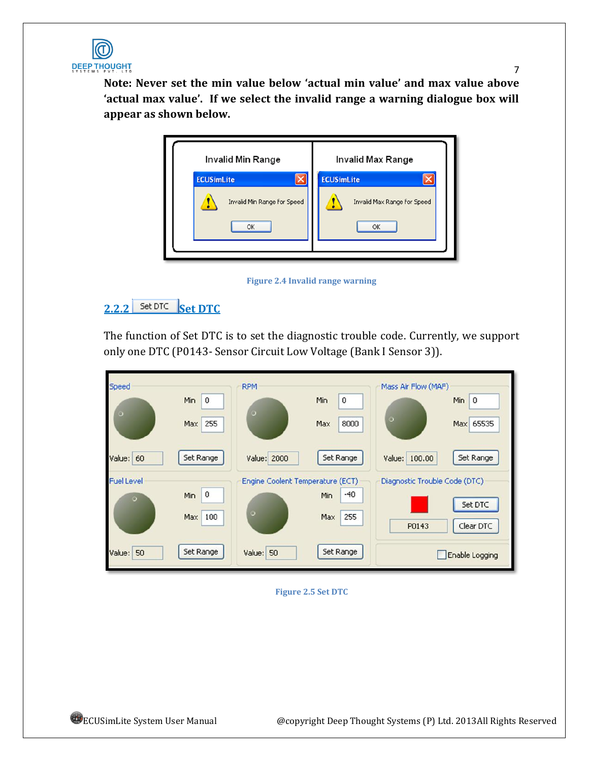**Note: Never set the min value below 'actual min value' and max value above 'actual max value'. If we select the invalid range a warning dialogue box will appear as shown below.**

Figure 2.4 Invalid range warning

## 2.2.2 Set DTC

The function of Set DTC is to set the diagnostic trouble code. Currently, we support only one DTC (P0143- Sensor Circuit Low Voltage (Bank I Sensor 3)).

Figure 2.5 Set DTC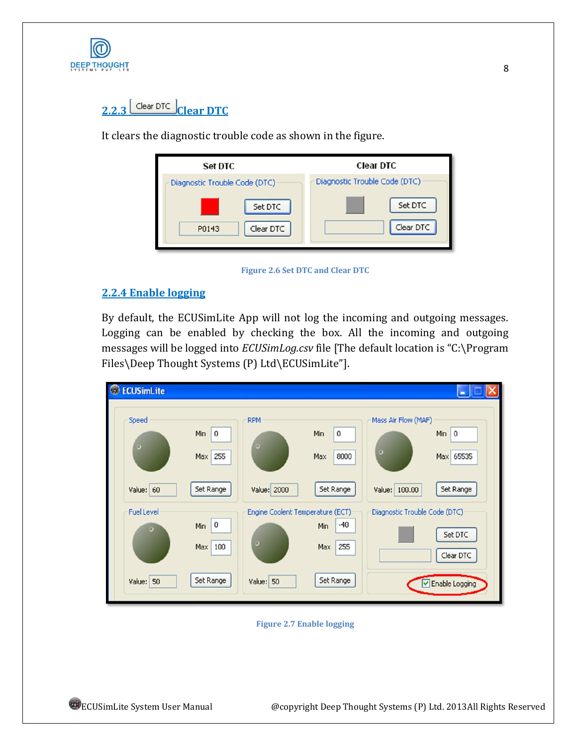### 2.2.3 Clear DTC

It clears the diagnostic trouble code as shown in the figure.

Figure 2.6 Set DTC and Clear DTC

### 2.2.4 Enable logging

By default, the ECUSimLite App will not log the incoming and outgoing messages. Logging can be enabled by checking the box. All the incoming and outgoing messages will be logged into *ECUSimLog.csv* file [The default location is "C:\Program Files\Deep Thought Systems (P) Ltd\ECUSimLite"].

Figure 2.7 Enable logging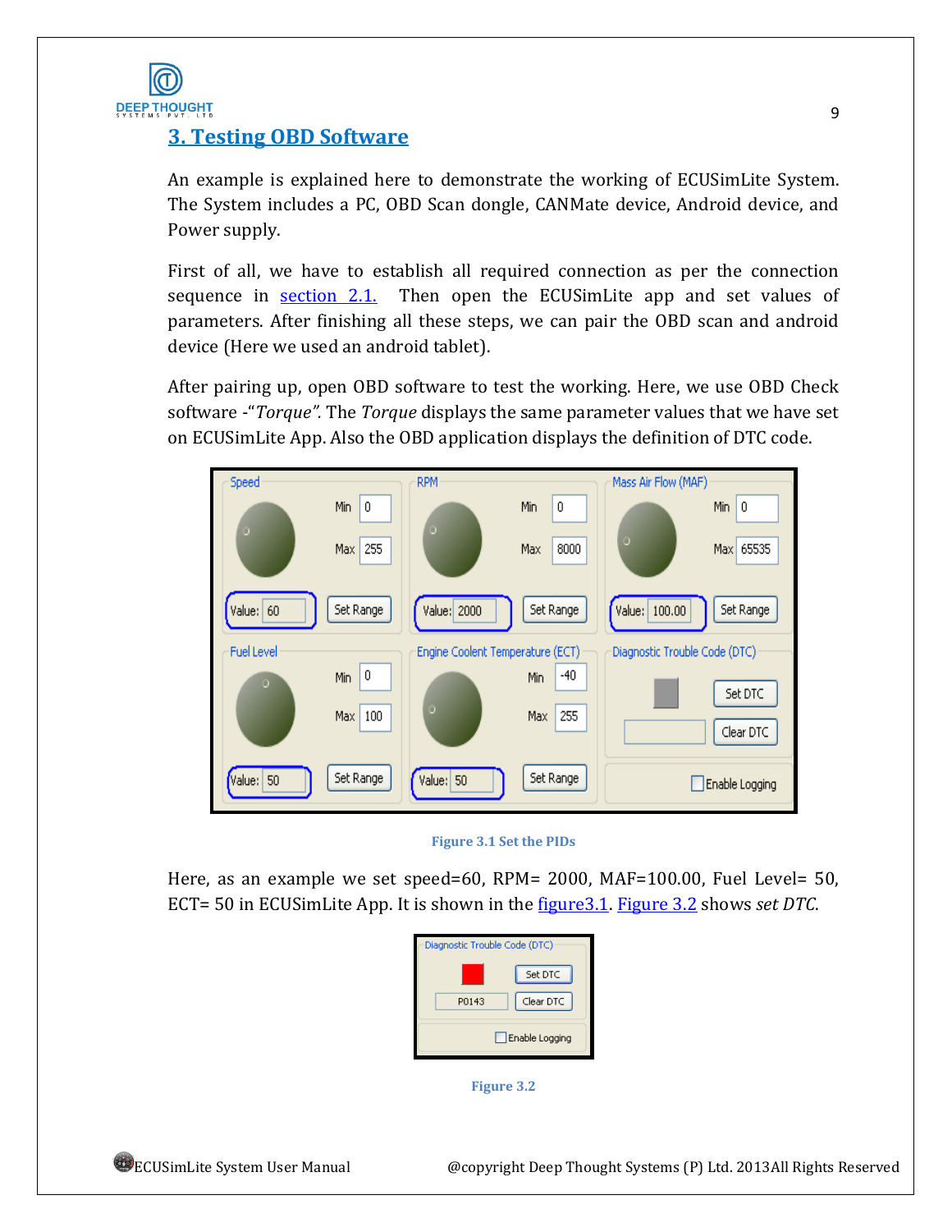## 3. Testing OBD Software

An example is explained here to demonstrate the working of ECUSimLite System. The System includes a PC, OBD Scan dongle, CANMate device, Android device, and Power supply.

First of all, we have to establish all required connection as per the connection sequence in section 2.1. Then open the ECUSimLite app and set values of parameters. After finishing all these steps, we can pair the OBD scan and android device (Here we used an android tablet).

After pairing up, open OBD software to test the working. Here, we use OBD Check software -"*Torque*". The *Torque* displays the same parameter values that we have set on ECUSimLite App. Also the OBD application displays the definition of DTC code.

Figure 3.1 Set the PIDs

Here, as an example we set speed=60, RPM= 2000, MAF=100.00, Fuel Level= 50, ECT= 50 in ECUSimLite App. It is shown in the figure3.1. Figure 3.2 shows *set DTC*.

Figure 3.2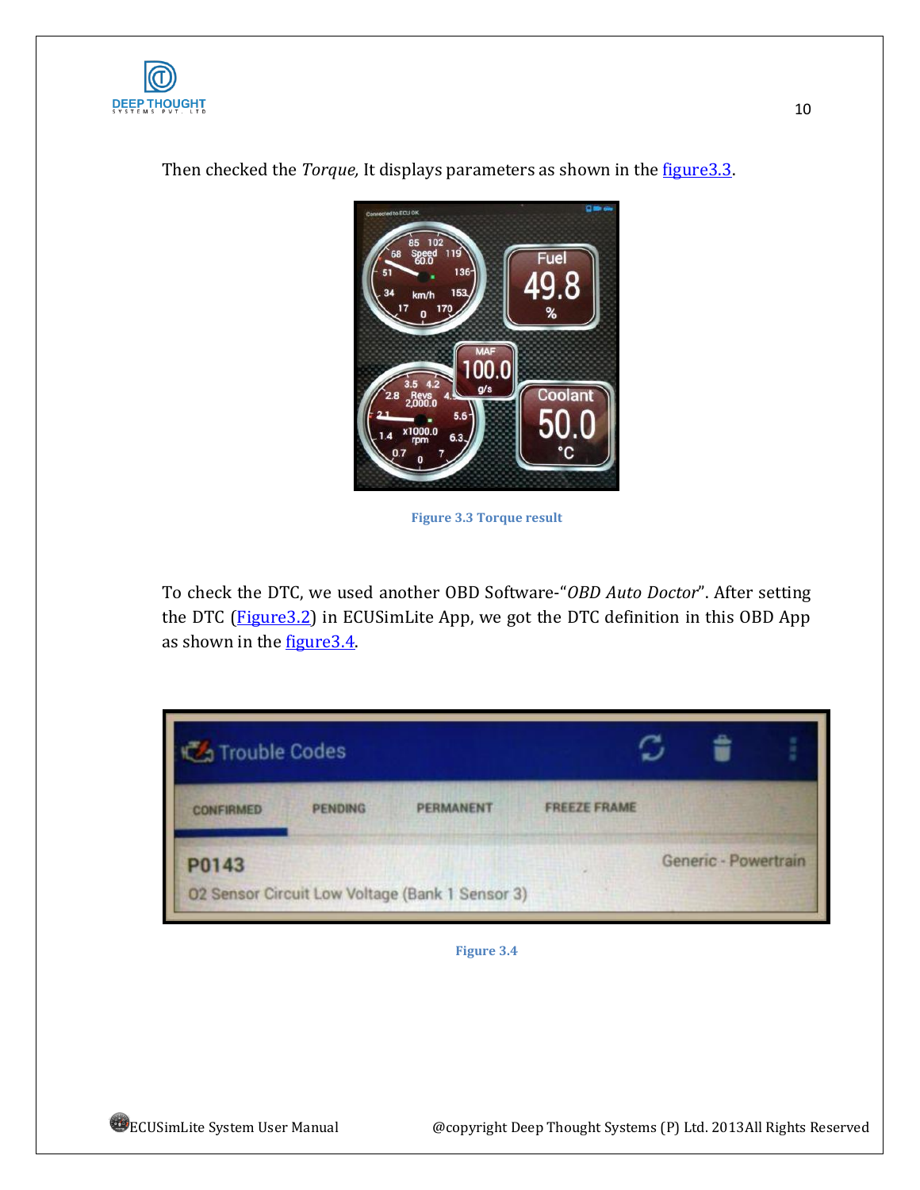Then checked the *Torque,* It displays parameters as shown in the figure3.3.

Figure 3.3 Torque result

To check the DTC, we used another OBD Software-"*OBD Auto Doctor*". After setting the DTC (Figure3.2) in ECUSimLite App, we got the DTC definition in this OBD App as shown in the figure3.4.

Figure 3.4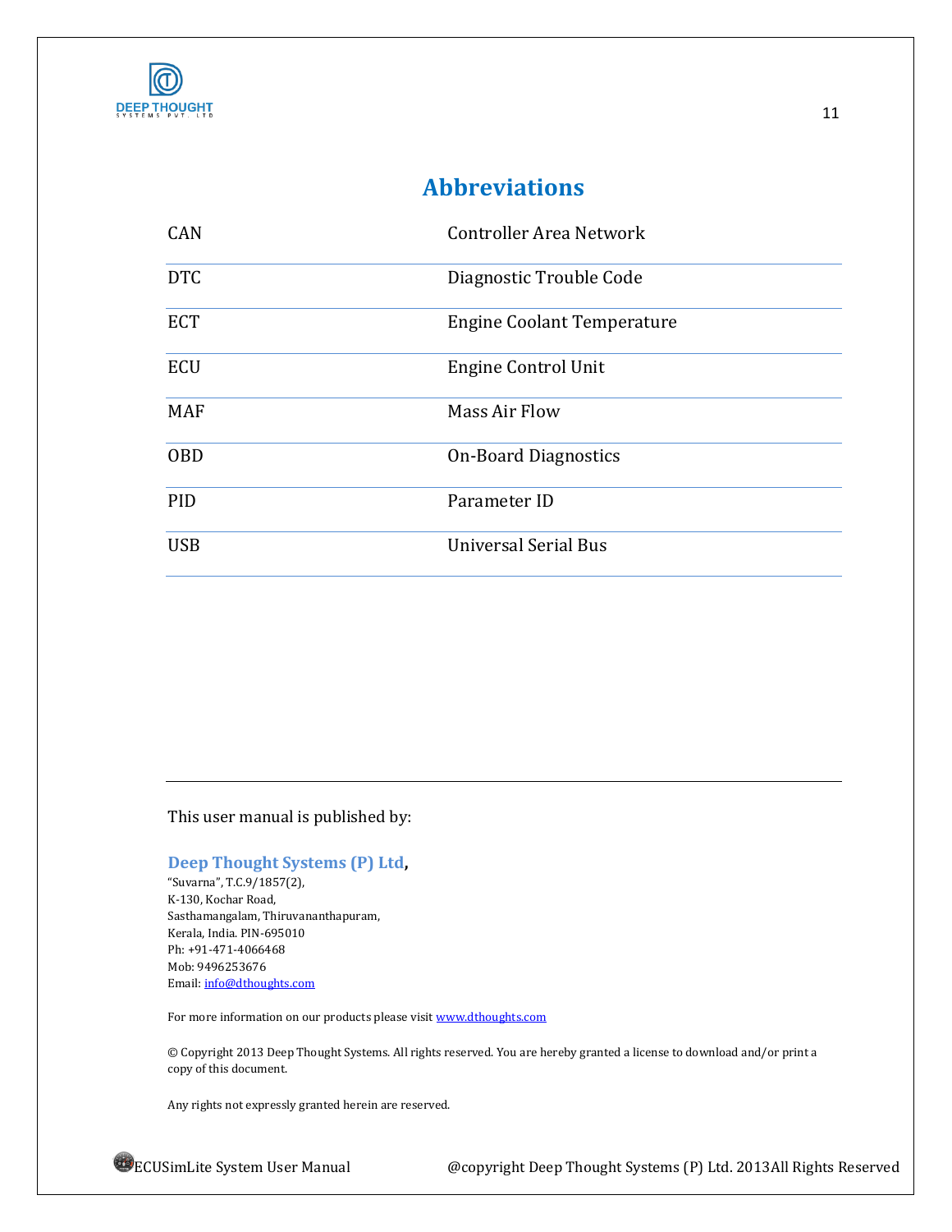# Abbreviations

| | |
|---|---|
| CAN | Controller Area Network |
| DTC | Diagnostic Trouble Code |
| ECT | Engine Coolant Temperature |
| ECU | Engine Control Unit |
| MAF | Mass Air Flow |
| OBD | On-Board Diagnostics |
| PID | Parameter ID |
| USB | Universal Serial Bus |

---

This user manual is published by:

**Deep Thought Systems (P) Ltd,**
"Suvarna", T.C.9/1857(2),
K-130, Kochar Road,
Sasthamangalam, Thiruvananthapuram,
Kerala, India. PIN-695010
Ph: +91-471-4066468
Mob: 9496253676
Email: info@dthoughts.com

For more information on our products please visit www.dthoughts.com

© Copyright 2013 Deep Thought Systems. All rights reserved. You are hereby granted a license to download and/or print a copy of this document.

Any rights not expressly granted herein are reserved.